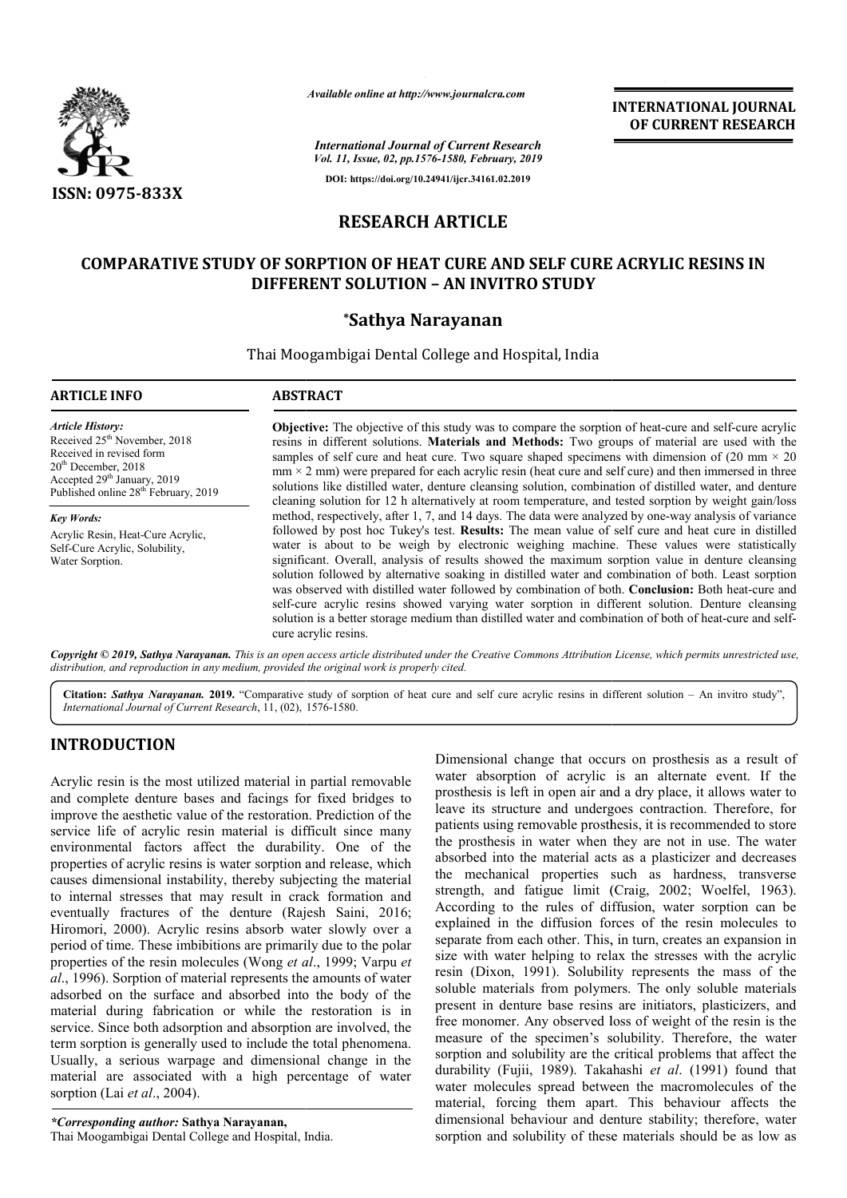*Available online at http://www.journalcra.com*

*International Journal of Current Research*
*Vol. 11, Issue, 02, pp.1576-1580, February, 2019*

**DOI: https://doi.org/10.24941/ijcr.34161.02.2019**

**INTERNATIONAL JOURNAL OF CURRENT RESEARCH**

**ISSN: 0975-833X**

# RESEARCH ARTICLE

# COMPARATIVE STUDY OF SORPTION OF HEAT CURE AND SELF CURE ACRYLIC RESINS IN DIFFERENT SOLUTION – AN INVITRO STUDY

**\*Sathya Narayanan**

Thai Moogambigai Dental College and Hospital, India

## ARTICLE INFO

*Article History:*
Received 25th November, 2018
Received in revised form
20th December, 2018
Accepted 29th January, 2019
Published online 28th February, 2019

*Key Words:*
Acrylic Resin, Heat-Cure Acrylic, Self-Cure Acrylic, Solubility, Water Sorption.

## ABSTRACT

**Objective:** The objective of this study was to compare the sorption of heat-cure and self-cure acrylic resins in different solutions. **Materials and Methods:** Two groups of material are used with the samples of self cure and heat cure. Two square shaped specimens with dimension of (20 mm × 20 mm × 2 mm) were prepared for each acrylic resin (heat cure and self cure) and then immersed in three solutions like distilled water, denture cleansing solution, combination of distilled water, and denture cleaning solution for 12 h alternatively at room temperature, and tested sorption by weight gain/loss method, respectively, after 1, 7, and 14 days. The data were analyzed by one-way analysis of variance followed by post hoc Tukey's test. **Results:** The mean value of self cure and heat cure in distilled water is about to be weigh by electronic weighing machine. These values were statistically significant. Overall, analysis of results showed the maximum sorption value in denture cleansing solution followed by alternative soaking in distilled water and combination of both. Least sorption was observed with distilled water followed by combination of both. **Conclusion:** Both heat-cure and self-cure acrylic resins showed varying water sorption in different solution. Denture cleansing solution is a better storage medium than distilled water and combination of both of heat-cure and self-cure acrylic resins.

*Copyright © 2019, Sathya Narayanan. This is an open access article distributed under the Creative Commons Attribution License, which permits unrestricted use, distribution, and reproduction in any medium, provided the original work is properly cited.*

**Citation:** *Sathya Narayanan.* **2019.** "Comparative study of sorption of heat cure and self cure acrylic resins in different solution – An invitro study", *International Journal of Current Research*, 11, (02), 1576-1580.

## INTRODUCTION

Acrylic resin is the most utilized material in partial removable and complete denture bases and facings for fixed bridges to improve the aesthetic value of the restoration. Prediction of the service life of acrylic resin material is difficult since many environmental factors affect the durability. One of the properties of acrylic resins is water sorption and release, which causes dimensional instability, thereby subjecting the material to internal stresses that may result in crack formation and eventually fractures of the denture (Rajesh Saini, 2016; Hiromori, 2000). Acrylic resins absorb water slowly over a period of time. These imbibitions are primarily due to the polar properties of the resin molecules (Wong *et al*., 1999; Varpu *et al*., 1996). Sorption of material represents the amounts of water adsorbed on the surface and absorbed into the body of the material during fabrication or while the restoration is in service. Since both adsorption and absorption are involved, the term sorption is generally used to include the total phenomena. Usually, a serious warpage and dimensional change in the material are associated with a high percentage of water sorption (Lai *et al*., 2004).

Dimensional change that occurs on prosthesis as a result of water absorption of acrylic is an alternate event. If the prosthesis is left in open air and a dry place, it allows water to leave its structure and undergoes contraction. Therefore, for patients using removable prosthesis, it is recommended to store the prosthesis in water when they are not in use. The water absorbed into the material acts as a plasticizer and decreases the mechanical properties such as hardness, transverse strength, and fatigue limit (Craig, 2002; Woelfel, 1963). According to the rules of diffusion, water sorption can be explained in the diffusion forces of the resin molecules to separate from each other. This, in turn, creates an expansion in size with water helping to relax the stresses with the acrylic resin (Dixon, 1991). Solubility represents the mass of the soluble materials from polymers. The only soluble materials present in denture base resins are initiators, plasticizers, and free monomer. Any observed loss of weight of the resin is the measure of the specimen's solubility. Therefore, the water sorption and solubility are the critical problems that affect the durability (Fujii, 1989). Takahashi *et al*. (1991) found that water molecules spread between the macromolecules of the material, forcing them apart. This behaviour affects the dimensional behaviour and denture stability; therefore, water sorption and solubility of these materials should be as low as

*\*Corresponding author:* **Sathya Narayanan,**
Thai Moogambigai Dental College and Hospital, India.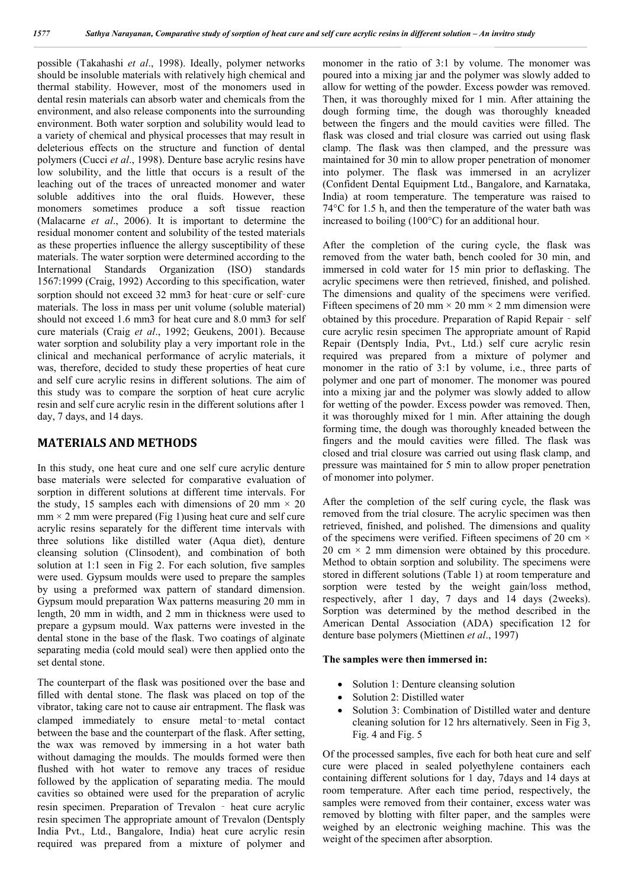possible (Takahashi *et al*., 1998). Ideally, polymer networks should be insoluble materials with relatively high chemical and thermal stability. However, most of the monomers used in dental resin materials can absorb water and chemicals from the environment, and also release components into the surrounding environment. Both water sorption and solubility would lead to a variety of chemical and physical processes that may result in deleterious effects on the structure and function of dental polymers (Cucci *et al*., 1998). Denture base acrylic resins have low solubility, and the little that occurs is a result of the leaching out of the traces of unreacted monomer and water soluble additives into the oral fluids. However, these monomers sometimes produce a soft tissue reaction (Malacarne *et al*., 2006). It is important to determine the residual monomer content and solubility of the tested materials as these properties influence the allergy susceptibility of these materials. The water sorption were determined according to the International Standards Organization (ISO) standards 1567:1999 (Craig, 1992) According to this specification, water sorption should not exceed 32 mm3 for heat‑cure or self‑cure materials. The loss in mass per unit volume (soluble material) should not exceed 1.6 mm3 for heat cure and 8.0 mm3 for self cure materials (Craig *et al*., 1992; Geukens, 2001). Because water sorption and solubility play a very important role in the clinical and mechanical performance of acrylic materials, it was, therefore, decided to study these properties of heat cure and self cure acrylic resins in different solutions. The aim of this study was to compare the sorption of heat cure acrylic resin and self cure acrylic resin in the different solutions after 1 day, 7 days, and 14 days.

## MATERIALS AND METHODS

In this study, one heat cure and one self cure acrylic denture base materials were selected for comparative evaluation of sorption in different solutions at different time intervals. For the study, 15 samples each with dimensions of 20 mm × 20 mm × 2 mm were prepared (Fig 1)using heat cure and self cure acrylic resins separately for the different time intervals with three solutions like distilled water (Aqua diet), denture cleansing solution (Clinsodent), and combination of both solution at 1:1 seen in Fig 2. For each solution, five samples were used. Gypsum moulds were used to prepare the samples by using a preformed wax pattern of standard dimension. Gypsum mould preparation Wax patterns measuring 20 mm in length, 20 mm in width, and 2 mm in thickness were used to prepare a gypsum mould. Wax patterns were invested in the dental stone in the base of the flask. Two coatings of alginate separating media (cold mould seal) were then applied onto the set dental stone.

The counterpart of the flask was positioned over the base and filled with dental stone. The flask was placed on top of the vibrator, taking care not to cause air entrapment. The flask was clamped immediately to ensure metal‑to‑metal contact between the base and the counterpart of the flask. After setting, the wax was removed by immersing in a hot water bath without damaging the moulds. The moulds formed were then flushed with hot water to remove any traces of residue followed by the application of separating media. The mould cavities so obtained were used for the preparation of acrylic resin specimen. Preparation of Trevalon ‑ heat cure acrylic resin specimen The appropriate amount of Trevalon (Dentsply India Pvt., Ltd., Bangalore, India) heat cure acrylic resin required was prepared from a mixture of polymer and monomer in the ratio of 3:1 by volume. The monomer was poured into a mixing jar and the polymer was slowly added to allow for wetting of the powder. Excess powder was removed. Then, it was thoroughly mixed for 1 min. After attaining the dough forming time, the dough was thoroughly kneaded between the fingers and the mould cavities were filled. The flask was closed and trial closure was carried out using flask clamp. The flask was then clamped, and the pressure was maintained for 30 min to allow proper penetration of monomer into polymer. The flask was immersed in an acrylizer (Confident Dental Equipment Ltd., Bangalore, and Karnataka, India) at room temperature. The temperature was raised to 74°C for 1.5 h, and then the temperature of the water bath was increased to boiling (100°C) for an additional hour.

After the completion of the curing cycle, the flask was removed from the water bath, bench cooled for 30 min, and immersed in cold water for 15 min prior to deflasking. The acrylic specimens were then retrieved, finished, and polished. The dimensions and quality of the specimens were verified. Fifteen specimens of 20 mm × 20 mm × 2 mm dimension were obtained by this procedure. Preparation of Rapid Repair ‑ self cure acrylic resin specimen The appropriate amount of Rapid Repair (Dentsply India, Pvt., Ltd.) self cure acrylic resin required was prepared from a mixture of polymer and monomer in the ratio of 3:1 by volume, i.e., three parts of polymer and one part of monomer. The monomer was poured into a mixing jar and the polymer was slowly added to allow for wetting of the powder. Excess powder was removed. Then, it was thoroughly mixed for 1 min. After attaining the dough forming time, the dough was thoroughly kneaded between the fingers and the mould cavities were filled. The flask was closed and trial closure was carried out using flask clamp, and pressure was maintained for 5 min to allow proper penetration of monomer into polymer.

After the completion of the self curing cycle, the flask was removed from the trial closure. The acrylic specimen was then retrieved, finished, and polished. The dimensions and quality of the specimens were verified. Fifteen specimens of 20 cm × 20 cm × 2 mm dimension were obtained by this procedure. Method to obtain sorption and solubility. The specimens were stored in different solutions (Table 1) at room temperature and sorption were tested by the weight gain/loss method, respectively, after 1 day, 7 days and 14 days (2weeks). Sorption was determined by the method described in the American Dental Association (ADA) specification 12 for denture base polymers (Miettinen *et al*., 1997)

**The samples were then immersed in:**

- Solution 1: Denture cleansing solution
- Solution 2: Distilled water
- Solution 3: Combination of Distilled water and denture cleaning solution for 12 hrs alternatively. Seen in Fig 3, Fig. 4 and Fig. 5

Of the processed samples, five each for both heat cure and self cure were placed in sealed polyethylene containers each containing different solutions for 1 day, 7days and 14 days at room temperature. After each time period, respectively, the samples were removed from their container, excess water was removed by blotting with filter paper, and the samples were weighed by an electronic weighing machine. This was the weight of the specimen after absorption.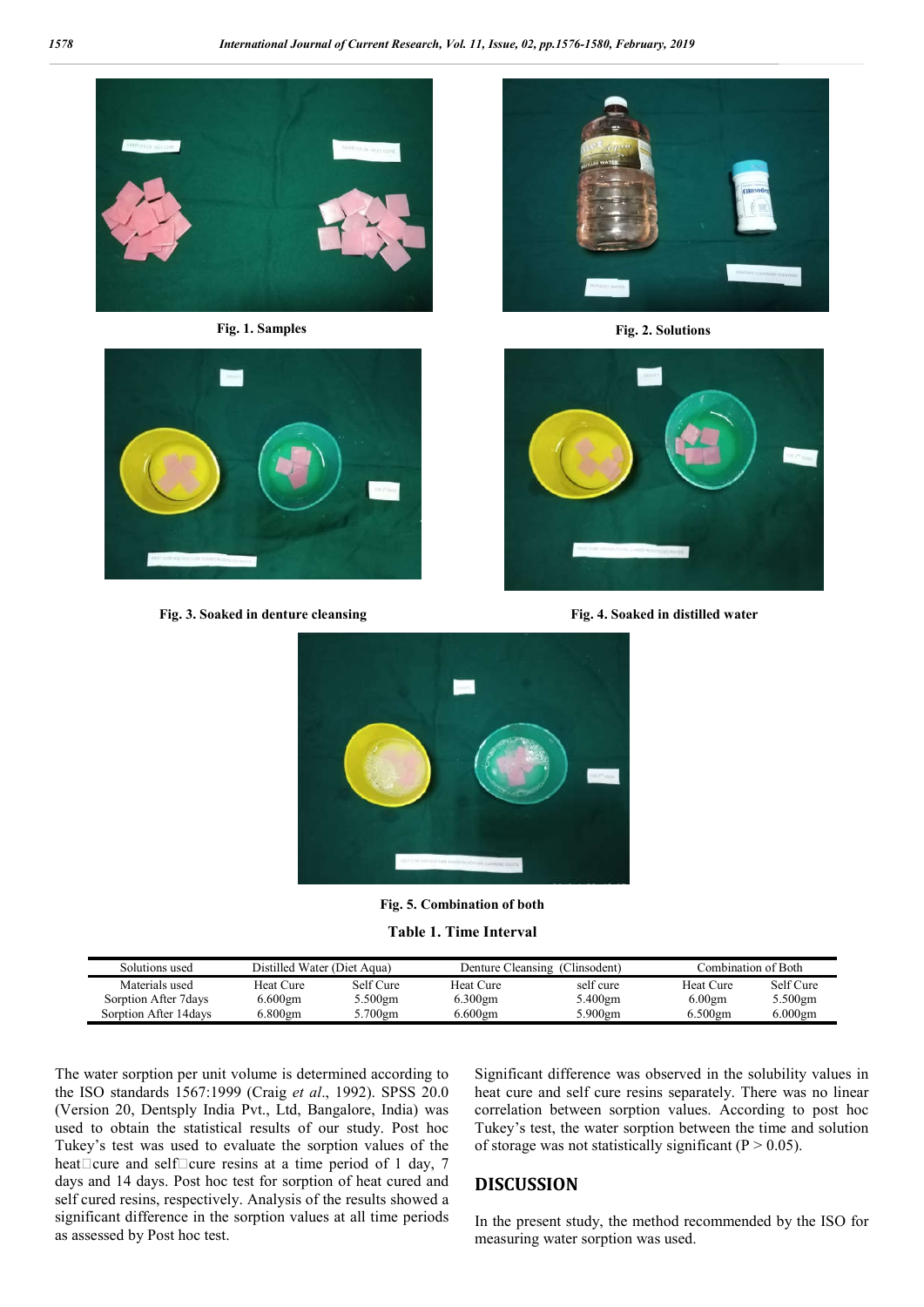Fig. 1. Samples

Fig. 2. Solutions

Fig. 3. Soaked in denture cleansing

Fig. 4. Soaked in distilled water

Fig. 5. Combination of both

**Table 1. Time Interval**

| Solutions used | Distilled Water (Diet Aqua) | | Denture Cleansing (Clinsodent) | | Combination of Both | |
|---|---|---|---|---|---|---|
| Materials used | Heat Cure | Self Cure | Heat Cure | self cure | Heat Cure | Self Cure |
| Sorption After 7days | 6.600gm | 5.500gm | 6.300gm | 5.400gm | 6.00gm | 5.500gm |
| Sorption After 14days | 6.800gm | 5.700gm | 6.600gm | 5.900gm | 6.500gm | 6.000gm |

The water sorption per unit volume is determined according to the ISO standards 1567:1999 (Craig *et al*., 1992). SPSS 20.0 (Version 20, Dentsply India Pvt., Ltd, Bangalore, India) was used to obtain the statistical results of our study. Post hoc Tukey's test was used to evaluate the sorption values of the heat□cure and self□cure resins at a time period of 1 day, 7 days and 14 days. Post hoc test for sorption of heat cured and self cured resins, respectively. Analysis of the results showed a significant difference in the sorption values at all time periods as assessed by Post hoc test.

Significant difference was observed in the solubility values in heat cure and self cure resins separately. There was no linear correlation between sorption values. According to post hoc Tukey's test, the water sorption between the time and solution of storage was not statistically significant ($P > 0.05$).

## DISCUSSION

In the present study, the method recommended by the ISO for measuring water sorption was used.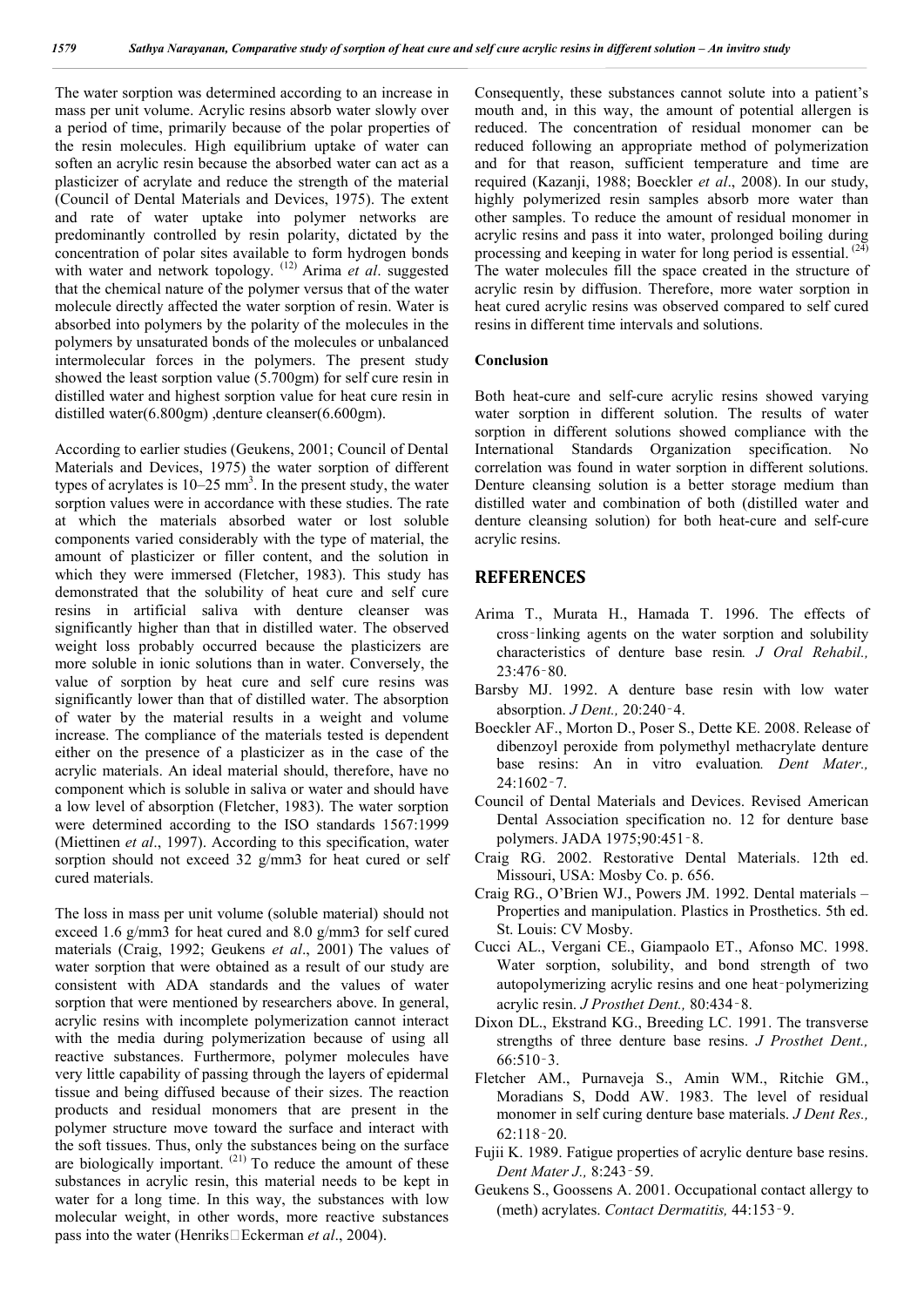The water sorption was determined according to an increase in mass per unit volume. Acrylic resins absorb water slowly over a period of time, primarily because of the polar properties of the resin molecules. High equilibrium uptake of water can soften an acrylic resin because the absorbed water can act as a plasticizer of acrylate and reduce the strength of the material (Council of Dental Materials and Devices, 1975). The extent and rate of water uptake into polymer networks are predominantly controlled by resin polarity, dictated by the concentration of polar sites available to form hydrogen bonds with water and network topology. [12] Arima *et al*. suggested that the chemical nature of the polymer versus that of the water molecule directly affected the water sorption of resin. Water is absorbed into polymers by the polarity of the molecules in the polymers by unsaturated bonds of the molecules or unbalanced intermolecular forces in the polymers. The present study showed the least sorption value (5.700gm) for self cure resin in distilled water and highest sorption value for heat cure resin in distilled water(6.800gm) ,denture cleanser(6.600gm).

According to earlier studies (Geukens, 2001; Council of Dental Materials and Devices, 1975) the water sorption of different types of acrylates is 10–25 $mm^3$. In the present study, the water sorption values were in accordance with these studies. The rate at which the materials absorbed water or lost soluble components varied considerably with the type of material, the amount of plasticizer or filler content, and the solution in which they were immersed (Fletcher, 1983). This study has demonstrated that the solubility of heat cure and self cure resins in artificial saliva with denture cleanser was significantly higher than that in distilled water. The observed weight loss probably occurred because the plasticizers are more soluble in ionic solutions than in water. Conversely, the value of sorption by heat cure and self cure resins was significantly lower than that of distilled water. The absorption of water by the material results in a weight and volume increase. The compliance of the materials tested is dependent either on the presence of a plasticizer as in the case of the acrylic materials. An ideal material should, therefore, have no component which is soluble in saliva or water and should have a low level of absorption (Fletcher, 1983). The water sorption were determined according to the ISO standards 1567:1999 (Miettinen *et al*., 1997). According to this specification, water sorption should not exceed 32 g/mm3 for heat cured or self cured materials.

The loss in mass per unit volume (soluble material) should not exceed 1.6 g/mm3 for heat cured and 8.0 g/mm3 for self cured materials (Craig, 1992; Geukens *et al*., 2001) The values of water sorption that were obtained as a result of our study are consistent with ADA standards and the values of water sorption that were mentioned by researchers above. In general, acrylic resins with incomplete polymerization cannot interact with the media during polymerization because of using all reactive substances. Furthermore, polymer molecules have very little capability of passing through the layers of epidermal tissue and being diffused because of their sizes. The reaction products and residual monomers that are present in the polymer structure move toward the surface and interact with the soft tissues. Thus, only the substances being on the surface are biologically important. [21] To reduce the amount of these substances in acrylic resin, this material needs to be kept in water for a long time. In this way, the substances with low molecular weight, in other words, more reactive substances pass into the water (Henriks□Eckerman *et al*., 2004).

Consequently, these substances cannot solute into a patient's mouth and, in this way, the amount of potential allergen is reduced. The concentration of residual monomer can be reduced following an appropriate method of polymerization and for that reason, sufficient temperature and time are required (Kazanji, 1988; Boeckler *et al*., 2008). In our study, highly polymerized resin samples absorb more water than other samples. To reduce the amount of residual monomer in acrylic resins and pass it into water, prolonged boiling during processing and keeping in water for long period is essential. [24] The water molecules fill the space created in the structure of acrylic resin by diffusion. Therefore, more water sorption in heat cured acrylic resins was observed compared to self cured resins in different time intervals and solutions.

### Conclusion

Both heat-cure and self-cure acrylic resins showed varying water sorption in different solution. The results of water sorption in different solutions showed compliance with the International Standards Organization specification. No correlation was found in water sorption in different solutions. Denture cleansing solution is a better storage medium than distilled water and combination of both (distilled water and denture cleansing solution) for both heat-cure and self-cure acrylic resins.

## REFERENCES

- Arima T., Murata H., Hamada T. 1996. The effects of cross‑linking agents on the water sorption and solubility characteristics of denture base resin. *J Oral Rehabil.,* 23:476‑80.
- Barsby MJ. 1992. A denture base resin with low water absorption. *J Dent.,* 20:240‑4.
- Boeckler AF., Morton D., Poser S., Dette KE. 2008. Release of dibenzoyl peroxide from polymethyl methacrylate denture base resins: An in vitro evaluation. *Dent Mater.,* 24:1602‑7.
- Council of Dental Materials and Devices. Revised American Dental Association specification no. 12 for denture base polymers. JADA 1975;90:451‑8.
- Craig RG. 2002. Restorative Dental Materials. 12th ed. Missouri, USA: Mosby Co. p. 656.
- Craig RG., O'Brien WJ., Powers JM. 1992. Dental materials – Properties and manipulation. Plastics in Prosthetics. 5th ed. St. Louis: CV Mosby.
- Cucci AL., Vergani CE., Giampaolo ET., Afonso MC. 1998. Water sorption, solubility, and bond strength of two autopolymerizing acrylic resins and one heat‑polymerizing acrylic resin. *J Prosthet Dent.,* 80:434‑8.
- Dixon DL., Ekstrand KG., Breeding LC. 1991. The transverse strengths of three denture base resins. *J Prosthet Dent.,* 66:510‑3.
- Fletcher AM., Purnaveja S., Amin WM., Ritchie GM., Moradians S, Dodd AW. 1983. The level of residual monomer in self curing denture base materials. *J Dent Res.,* 62:118‑20.
- Fujii K. 1989. Fatigue properties of acrylic denture base resins. *Dent Mater J.,* 8:243‑59.
- Geukens S., Goossens A. 2001. Occupational contact allergy to (meth) acrylates. *Contact Dermatitis,* 44:153‑9.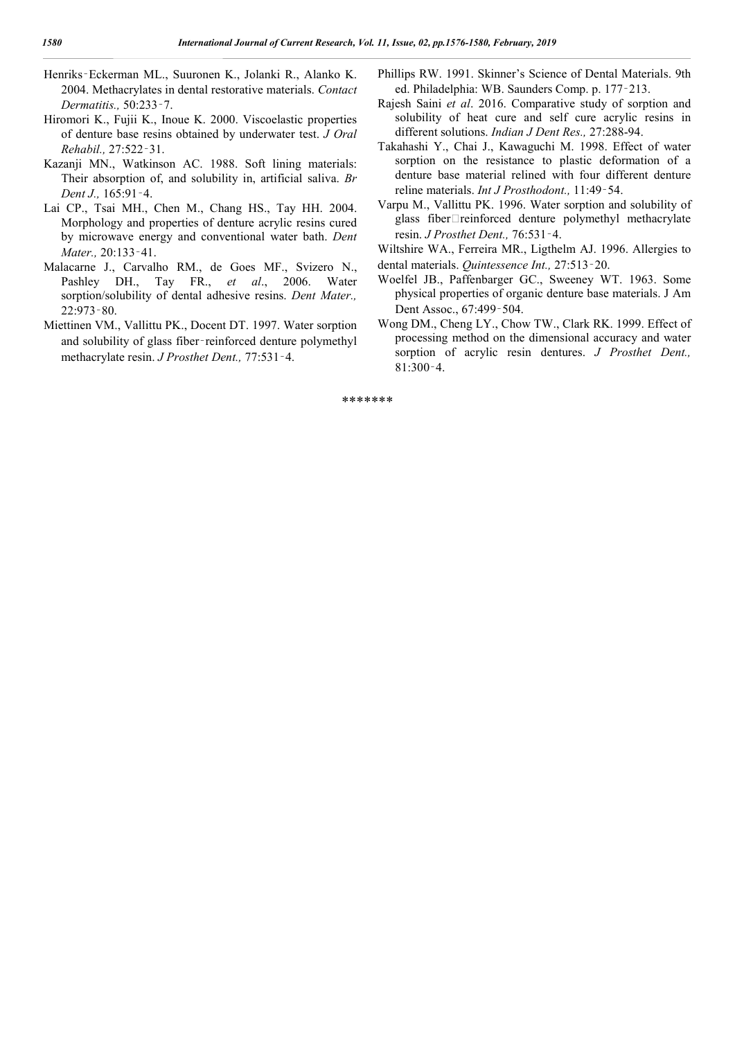Henriks‑Eckerman ML., Suuronen K., Jolanki R., Alanko K. 2004. Methacrylates in dental restorative materials. *Contact Dermatitis.,* 50:233‑7.

Hiromori K., Fujii K., Inoue K. 2000. Viscoelastic properties of denture base resins obtained by underwater test. *J Oral Rehabil.,* 27:522‑31.

Kazanji MN., Watkinson AC. 1988. Soft lining materials: Their absorption of, and solubility in, artificial saliva. *Br Dent J.,* 165:91‑4.

Lai CP., Tsai MH., Chen M., Chang HS., Tay HH. 2004. Morphology and properties of denture acrylic resins cured by microwave energy and conventional water bath. *Dent Mater.,* 20:133‑41.

Malacarne J., Carvalho RM., de Goes MF., Svizero N., Pashley DH., Tay FR., *et al*., 2006. Water sorption/solubility of dental adhesive resins. *Dent Mater.,* 22:973‑80.

Miettinen VM., Vallittu PK., Docent DT. 1997. Water sorption and solubility of glass fiber‑reinforced denture polymethyl methacrylate resin. *J Prosthet Dent.,* 77:531‑4.

Phillips RW. 1991. Skinner's Science of Dental Materials. 9th ed. Philadelphia: WB. Saunders Comp. p. 177‑213.

Rajesh Saini *et al*. 2016. Comparative study of sorption and solubility of heat cure and self cure acrylic resins in different solutions. *Indian J Dent Res.,* 27:288-94.

Takahashi Y., Chai J., Kawaguchi M. 1998. Effect of water sorption on the resistance to plastic deformation of a denture base material relined with four different denture reline materials. *Int J Prosthodont.,* 11:49‑54.

Varpu M., Vallittu PK. 1996. Water sorption and solubility of glass fiber□reinforced denture polymethyl methacrylate resin. *J Prosthet Dent.,* 76:531‑4.

Wiltshire WA., Ferreira MR., Ligthelm AJ. 1996. Allergies to dental materials. *Quintessence Int.,* 27:513‑20.

Woelfel JB., Paffenbarger GC., Sweeney WT. 1963. Some physical properties of organic denture base materials. J Am Dent Assoc., 67:499‑504.

Wong DM., Cheng LY., Chow TW., Clark RK. 1999. Effect of processing method on the dimensional accuracy and water sorption of acrylic resin dentures. *J Prosthet Dent.,* 81:300‑4.

*******